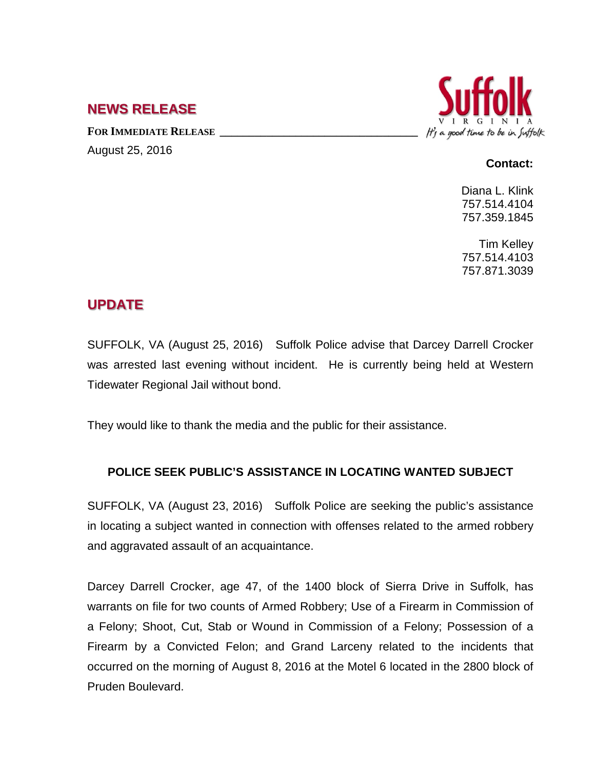## NEWS RELEASE

Suffolk
VIRGINIA
It's a good time to be in Suffolk

**FOR IMMEDIATE RELEASE**

August 25, 2016

**Contact:**

Diana L. Klink
757.514.4104
757.359.1845

Tim Kelley
757.514.4103
757.871.3039

## UPDATE

SUFFOLK, VA (August 25, 2016) Suffolk Police advise that Darcey Darrell Crocker was arrested last evening without incident. He is currently being held at Western Tidewater Regional Jail without bond.

They would like to thank the media and the public for their assistance.

### POLICE SEEK PUBLIC'S ASSISTANCE IN LOCATING WANTED SUBJECT

SUFFOLK, VA (August 23, 2016) Suffolk Police are seeking the public's assistance in locating a subject wanted in connection with offenses related to the armed robbery and aggravated assault of an acquaintance.

Darcey Darrell Crocker, age 47, of the 1400 block of Sierra Drive in Suffolk, has warrants on file for two counts of Armed Robbery; Use of a Firearm in Commission of a Felony; Shoot, Cut, Stab or Wound in Commission of a Felony; Possession of a Firearm by a Convicted Felon; and Grand Larceny related to the incidents that occurred on the morning of August 8, 2016 at the Motel 6 located in the 2800 block of Pruden Boulevard.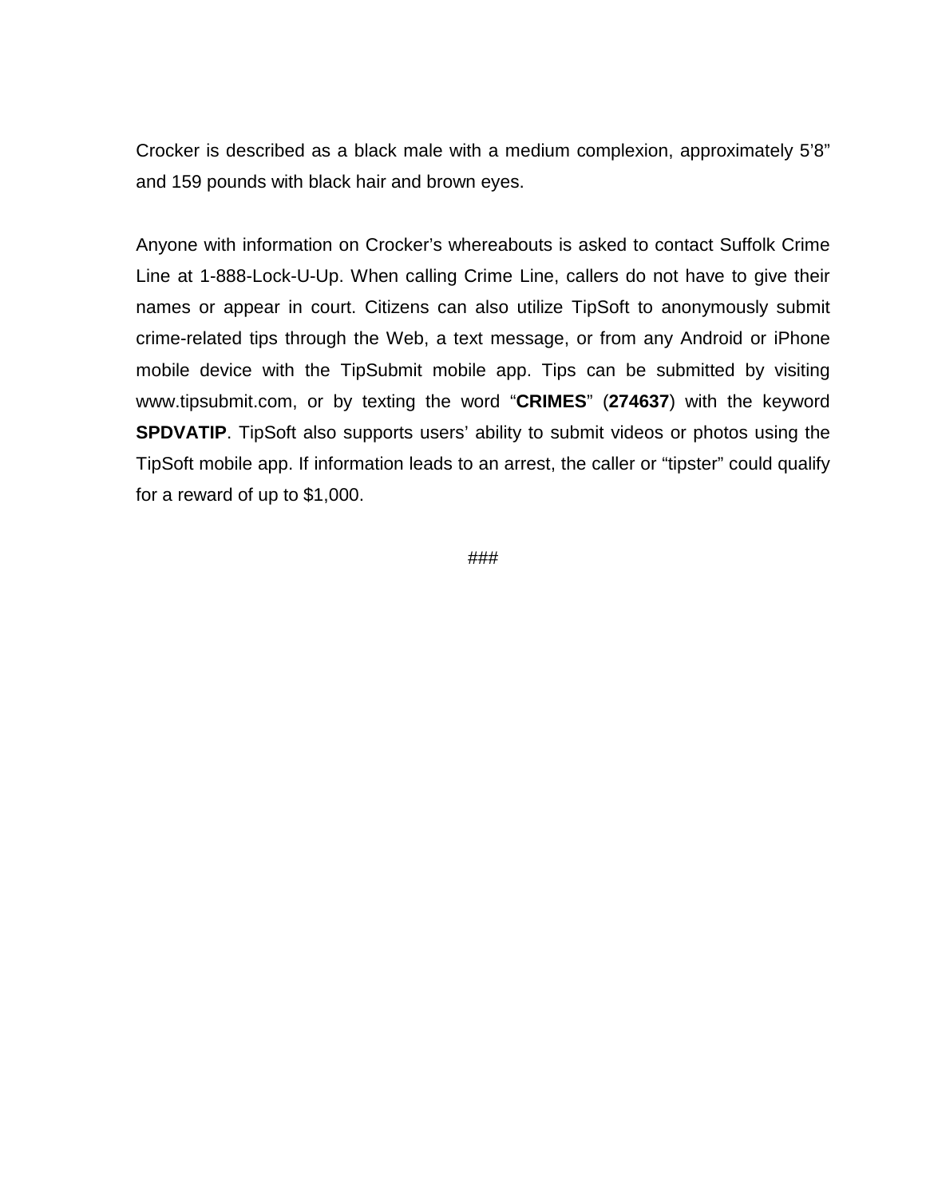Crocker is described as a black male with a medium complexion, approximately 5’8” and 159 pounds with black hair and brown eyes.

Anyone with information on Crocker’s whereabouts is asked to contact Suffolk Crime Line at 1-888-Lock-U-Up. When calling Crime Line, callers do not have to give their names or appear in court. Citizens can also utilize TipSoft to anonymously submit crime-related tips through the Web, a text message, or from any Android or iPhone mobile device with the TipSubmit mobile app. Tips can be submitted by visiting www.tipsubmit.com, or by texting the word “**CRIMES**” (**274637**) with the keyword **SPDVATIP**. TipSoft also supports users’ ability to submit videos or photos using the TipSoft mobile app. If information leads to an arrest, the caller or “tipster” could qualify for a reward of up to $1,000.

###